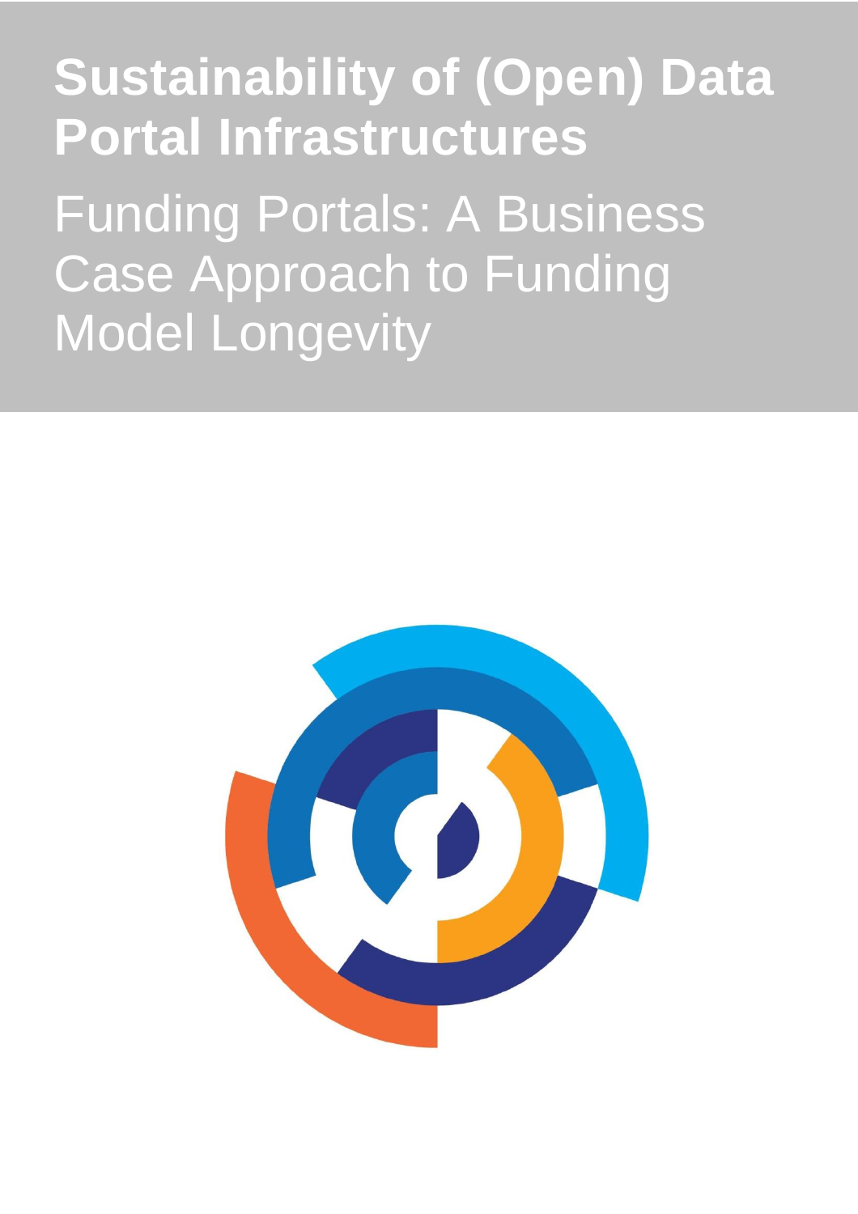# Sustainability of (Open) Data Portal Infrastructures

## Funding Portals: A Business Case Approach to Funding Model Longevity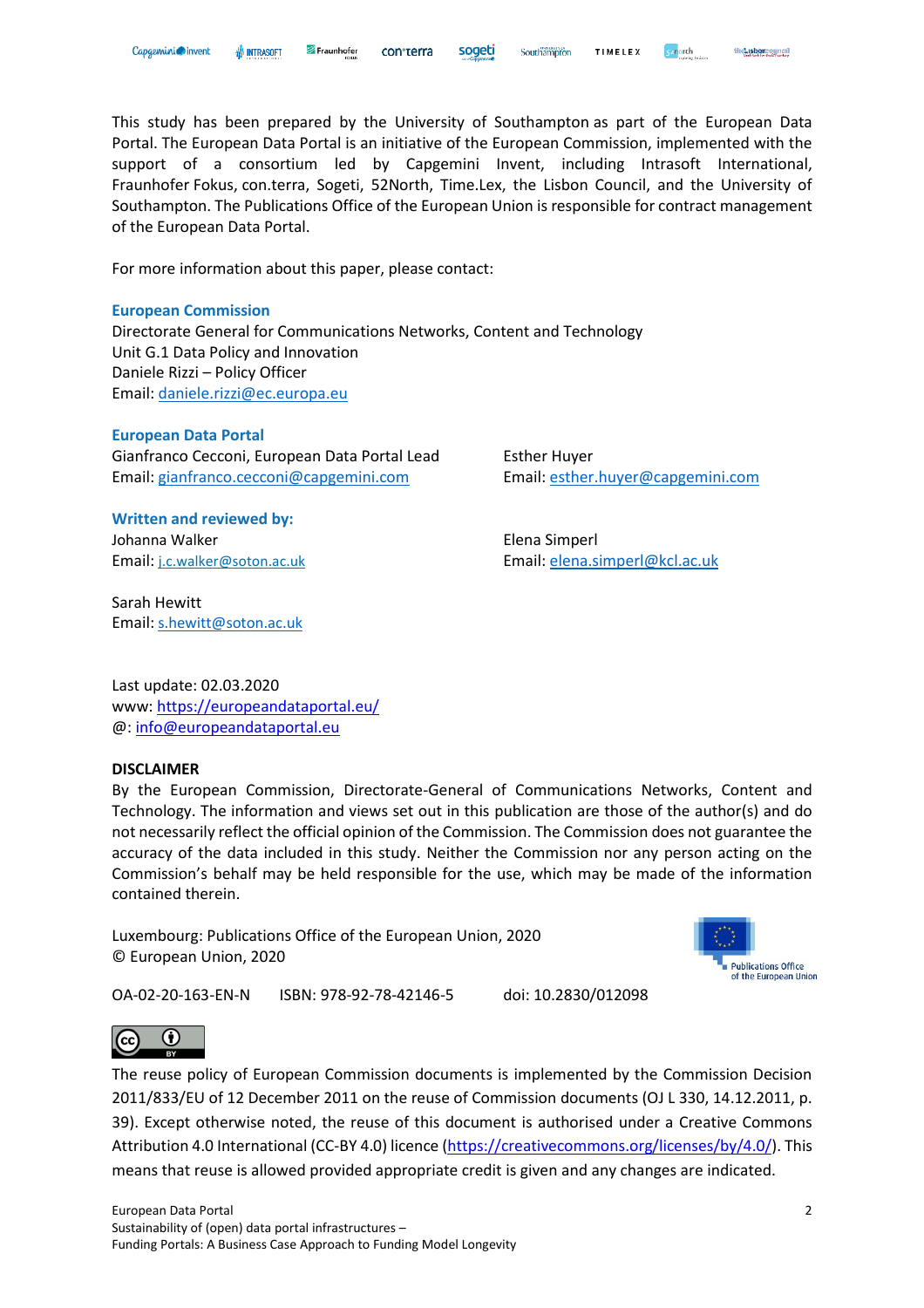This study has been prepared by the University of Southampton as part of the European Data Portal. The European Data Portal is an initiative of the European Commission, implemented with the support of a consortium led by Capgemini Invent, including Intrasoft International, Fraunhofer Fokus, con.terra, Sogeti, 52North, Time.Lex, the Lisbon Council, and the University of Southampton. The Publications Office of the European Union is responsible for contract management of the European Data Portal.

For more information about this paper, please contact:

**European Commission**
Directorate General for Communications Networks, Content and Technology
Unit G.1 Data Policy and Innovation
Daniele Rizzi – Policy Officer
Email: daniele.rizzi@ec.europa.eu

**European Data Portal**
Gianfranco Cecconi, European Data Portal Lead
Email: gianfranco.cecconi@capgemini.com

Esther Huyer
Email: esther.huyer@capgemini.com

**Written and reviewed by:**
Johanna Walker
Email: j.c.walker@soton.ac.uk

Elena Simperl
Email: elena.simperl@kcl.ac.uk

Sarah Hewitt
Email: s.hewitt@soton.ac.uk

Last update: 02.03.2020
www: https://europeandataportal.eu/
@: info@europeandataportal.eu

**DISCLAIMER**
By the European Commission, Directorate-General of Communications Networks, Content and Technology. The information and views set out in this publication are those of the author(s) and do not necessarily reflect the official opinion of the Commission. The Commission does not guarantee the accuracy of the data included in this study. Neither the Commission nor any person acting on the Commission's behalf may be held responsible for the use, which may be made of the information contained therein.

Luxembourg: Publications Office of the European Union, 2020
© European Union, 2020

OA-02-20-163-EN-N ISBN: 978-92-78-42146-5 doi: 10.2830/012098

The reuse policy of European Commission documents is implemented by the Commission Decision 2011/833/EU of 12 December 2011 on the reuse of Commission documents (OJ L 330, 14.12.2011, p. 39). Except otherwise noted, the reuse of this document is authorised under a Creative Commons Attribution 4.0 International (CC-BY 4.0) licence (https://creativecommons.org/licenses/by/4.0/). This means that reuse is allowed provided appropriate credit is given and any changes are indicated.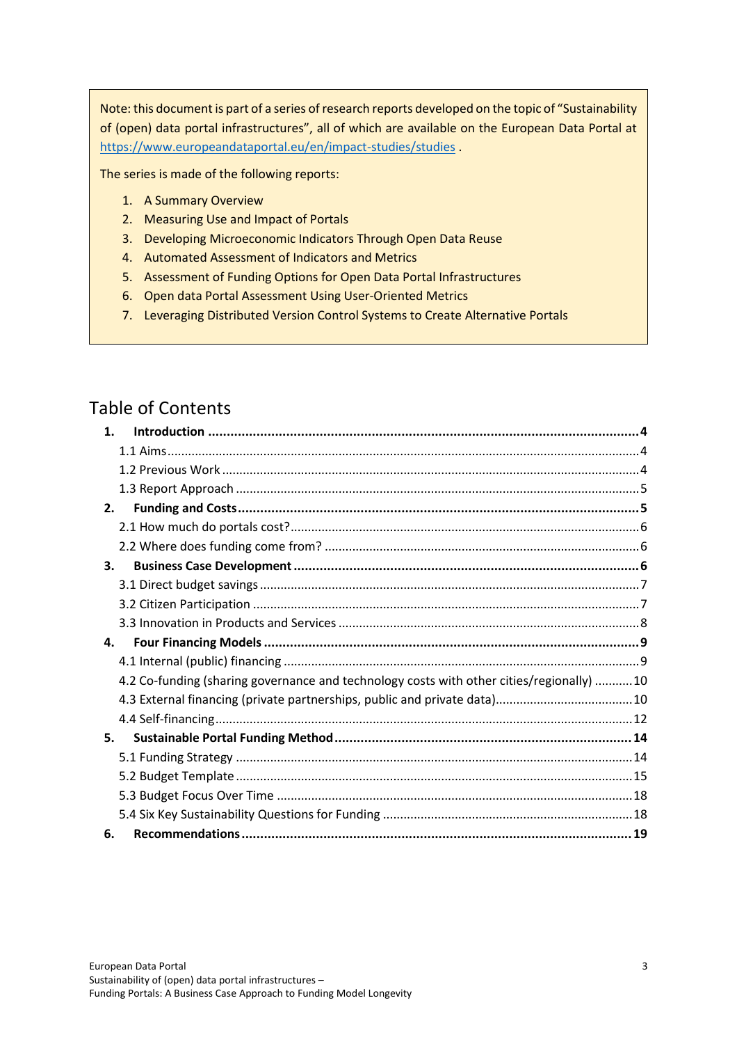Note: this document is part of a series of research reports developed on the topic of "Sustainability of (open) data portal infrastructures", all of which are available on the European Data Portal at https://www.europeandataportal.eu/en/impact-studies/studies .

The series is made of the following reports:

1. A Summary Overview
2. Measuring Use and Impact of Portals
3. Developing Microeconomic Indicators Through Open Data Reuse
4. Automated Assessment of Indicators and Metrics
5. Assessment of Funding Options for Open Data Portal Infrastructures
6. Open data Portal Assessment Using User-Oriented Metrics
7. Leveraging Distributed Version Control Systems to Create Alternative Portals

# Table of Contents

**1. Introduction** .......... **4**
- 1.1 Aims .......... 4
- 1.2 Previous Work .......... 4
- 1.3 Report Approach .......... 5

**2. Funding and Costs** .......... **5**
- 2.1 How much do portals cost? .......... 6
- 2.2 Where does funding come from? .......... 6

**3. Business Case Development** .......... **6**
- 3.1 Direct budget savings .......... 7
- 3.2 Citizen Participation .......... 7
- 3.3 Innovation in Products and Services .......... 8

**4. Four Financing Models** .......... **9**
- 4.1 Internal (public) financing .......... 9
- 4.2 Co-funding (sharing governance and technology costs with other cities/regionally) .......... 10
- 4.3 External financing (private partnerships, public and private data) .......... 10
- 4.4 Self-financing .......... 12

**5. Sustainable Portal Funding Method** .......... **14**
- 5.1 Funding Strategy .......... 14
- 5.2 Budget Template .......... 15
- 5.3 Budget Focus Over Time .......... 18
- 5.4 Six Key Sustainability Questions for Funding .......... 18

**6. Recommendations** .......... **19**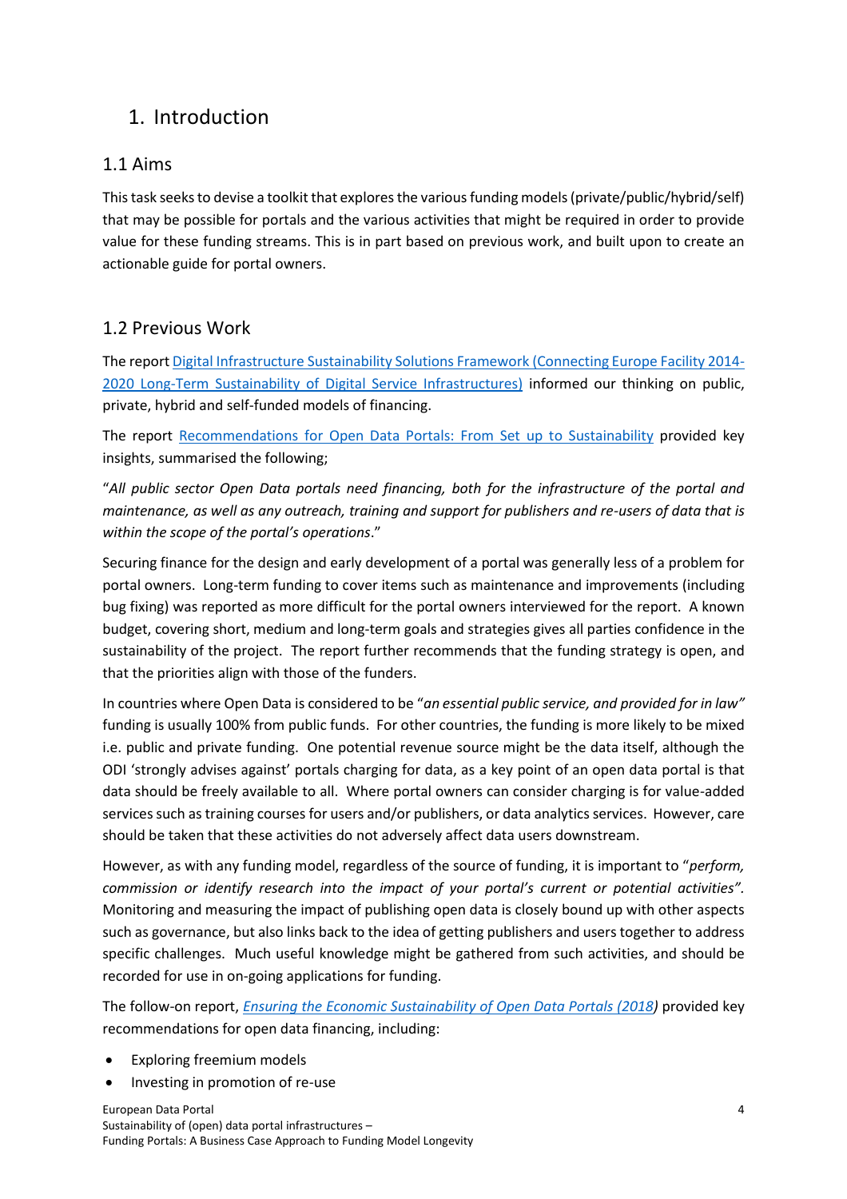# 1. Introduction

## 1.1 Aims

This task seeks to devise a toolkit that explores the various funding models (private/public/hybrid/self) that may be possible for portals and the various activities that might be required in order to provide value for these funding streams. This is in part based on previous work, and built upon to create an actionable guide for portal owners.

## 1.2 Previous Work

The report Digital Infrastructure Sustainability Solutions Framework (Connecting Europe Facility 2014-2020 Long-Term Sustainability of Digital Service Infrastructures) informed our thinking on public, private, hybrid and self-funded models of financing.

The report Recommendations for Open Data Portals: From Set up to Sustainability provided key insights, summarised the following;

"*All public sector Open Data portals need financing, both for the infrastructure of the portal and maintenance, as well as any outreach, training and support for publishers and re-users of data that is within the scope of the portal's operations*."

Securing finance for the design and early development of a portal was generally less of a problem for portal owners. Long-term funding to cover items such as maintenance and improvements (including bug fixing) was reported as more difficult for the portal owners interviewed for the report. A known budget, covering short, medium and long-term goals and strategies gives all parties confidence in the sustainability of the project. The report further recommends that the funding strategy is open, and that the priorities align with those of the funders.

In countries where Open Data is considered to be "*an essential public service, and provided for in law"* funding is usually 100% from public funds. For other countries, the funding is more likely to be mixed i.e. public and private funding. One potential revenue source might be the data itself, although the ODI 'strongly advises against' portals charging for data, as a key point of an open data portal is that data should be freely available to all. Where portal owners can consider charging is for value-added services such as training courses for users and/or publishers, or data analytics services. However, care should be taken that these activities do not adversely affect data users downstream.

However, as with any funding model, regardless of the source of funding, it is important to "*perform, commission or identify research into the impact of your portal's current or potential activities"*. Monitoring and measuring the impact of publishing open data is closely bound up with other aspects such as governance, but also links back to the idea of getting publishers and users together to address specific challenges. Much useful knowledge might be gathered from such activities, and should be recorded for use in on-going applications for funding.

The follow-on report, *Ensuring the Economic Sustainability of Open Data Portals (2018)* provided key recommendations for open data financing, including:

- Exploring freemium models
- Investing in promotion of re-use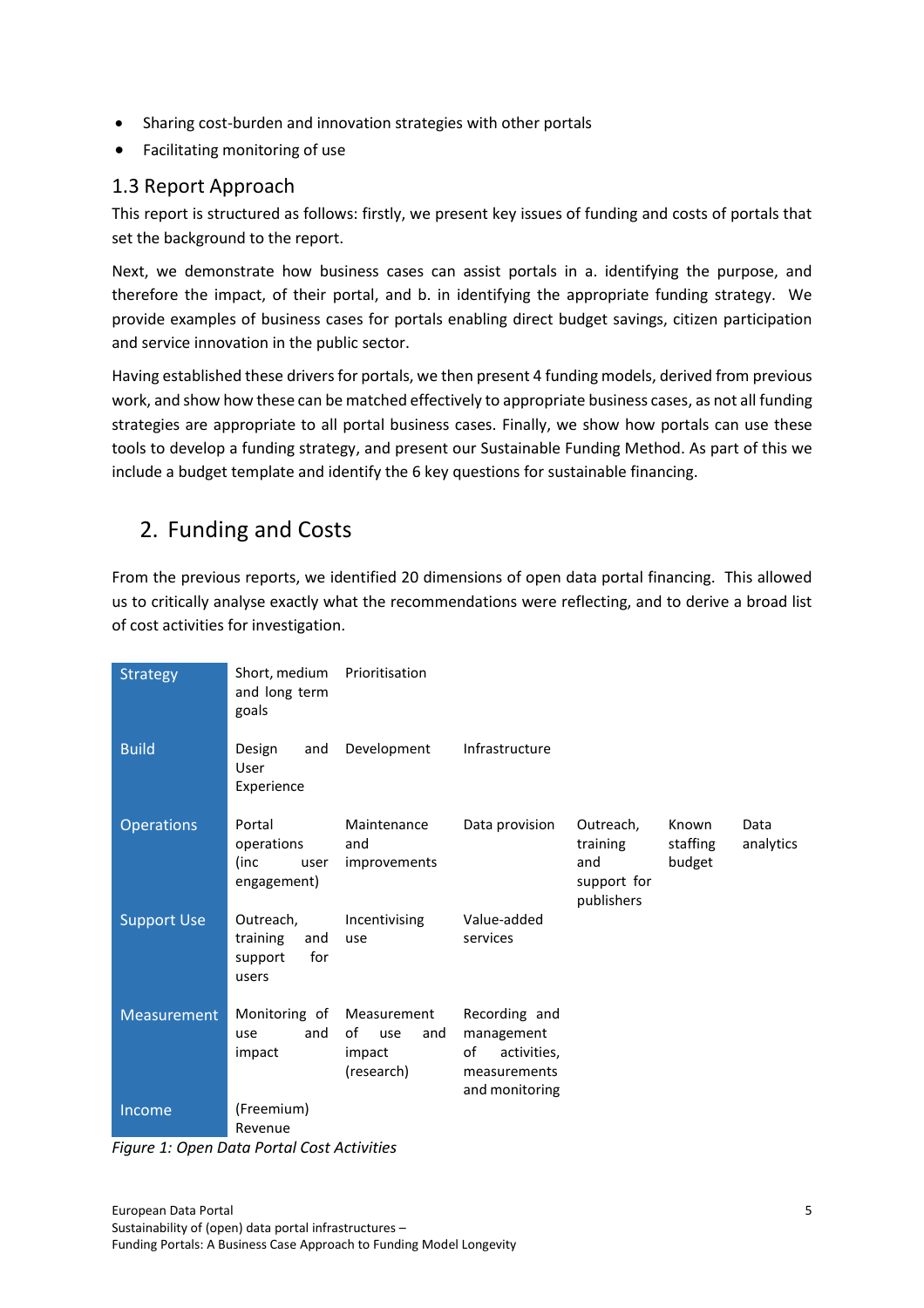- Sharing cost-burden and innovation strategies with other portals
- Facilitating monitoring of use

## 1.3 Report Approach

This report is structured as follows: firstly, we present key issues of funding and costs of portals that set the background to the report.

Next, we demonstrate how business cases can assist portals in a. identifying the purpose, and therefore the impact, of their portal, and b. in identifying the appropriate funding strategy. We provide examples of business cases for portals enabling direct budget savings, citizen participation and service innovation in the public sector.

Having established these drivers for portals, we then present 4 funding models, derived from previous work, and show how these can be matched effectively to appropriate business cases, as not all funding strategies are appropriate to all portal business cases. Finally, we show how portals can use these tools to develop a funding strategy, and present our Sustainable Funding Method. As part of this we include a budget template and identify the 6 key questions for sustainable financing.

# 2. Funding and Costs

From the previous reports, we identified 20 dimensions of open data portal financing. This allowed us to critically analyse exactly what the recommendations were reflecting, and to derive a broad list of cost activities for investigation.

| | | | | | | |
|---|---|---|---|---|---|---|
| Strategy | Short, medium and long term goals | Prioritisation | | | | |
| Build | Design and User Experience | Development | Infrastructure | | | |
| Operations | Portal operations (inc user engagement) | Maintenance and improvements | Data provision | Outreach, training and support for publishers | Known staffing budget | Data analytics |
| Support Use | Outreach, training and support for users | Incentivising use | Value-added services | | | |
| Measurement | Monitoring of use and impact | Measurement of use and impact (research) | Recording and management of activities, measurements and monitoring | | | |
| Income | (Freemium) Revenue | | | | | |

*Figure 1: Open Data Portal Cost Activities*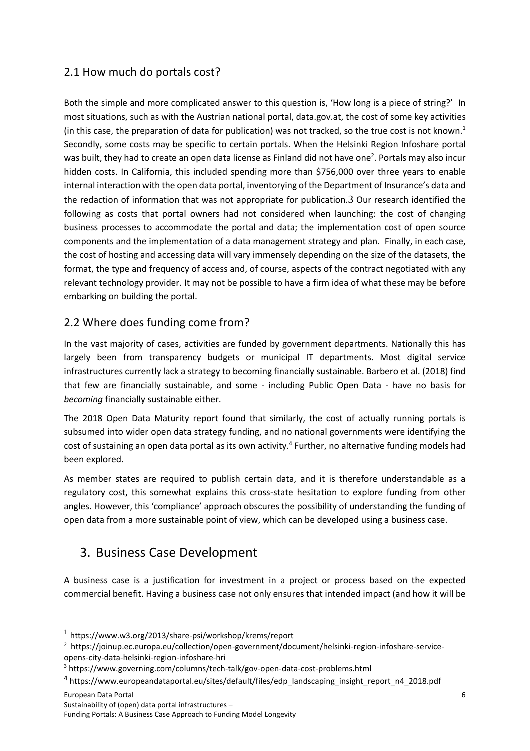## 2.1 How much do portals cost?

Both the simple and more complicated answer to this question is, 'How long is a piece of string?' In most situations, such as with the Austrian national portal, data.gov.at, the cost of some key activities (in this case, the preparation of data for publication) was not tracked, so the true cost is not known.[1] Secondly, some costs may be specific to certain portals. When the Helsinki Region Infoshare portal was built, they had to create an open data license as Finland did not have one[2]. Portals may also incur hidden costs. In California, this included spending more than $756,000 over three years to enable internal interaction with the open data portal, inventorying of the Department of Insurance's data and the redaction of information that was not appropriate for publication.[3] Our research identified the following as costs that portal owners had not considered when launching: the cost of changing business processes to accommodate the portal and data; the implementation cost of open source components and the implementation of a data management strategy and plan. Finally, in each case, the cost of hosting and accessing data will vary immensely depending on the size of the datasets, the format, the type and frequency of access and, of course, aspects of the contract negotiated with any relevant technology provider. It may not be possible to have a firm idea of what these may be before embarking on building the portal.

## 2.2 Where does funding come from?

In the vast majority of cases, activities are funded by government departments. Nationally this has largely been from transparency budgets or municipal IT departments. Most digital service infrastructures currently lack a strategy to becoming financially sustainable. Barbero et al. (2018) find that few are financially sustainable, and some - including Public Open Data - have no basis for *becoming* financially sustainable either.

The 2018 Open Data Maturity report found that similarly, the cost of actually running portals is subsumed into wider open data strategy funding, and no national governments were identifying the cost of sustaining an open data portal as its own activity.[4] Further, no alternative funding models had been explored.

As member states are required to publish certain data, and it is therefore understandable as a regulatory cost, this somewhat explains this cross-state hesitation to explore funding from other angles. However, this 'compliance' approach obscures the possibility of understanding the funding of open data from a more sustainable point of view, which can be developed using a business case.

# 3. Business Case Development

A business case is a justification for investment in a project or process based on the expected commercial benefit. Having a business case not only ensures that intended impact (and how it will be

---

[1] https://www.w3.org/2013/share-psi/workshop/krems/report

[2] https://joinup.ec.europa.eu/collection/open-government/document/helsinki-region-infoshare-service-opens-city-data-helsinki-region-infoshare-hri

[3] https://www.governing.com/columns/tech-talk/gov-open-data-cost-problems.html

[4] https://www.europeandataportal.eu/sites/default/files/edp_landscaping_insight_report_n4_2018.pdf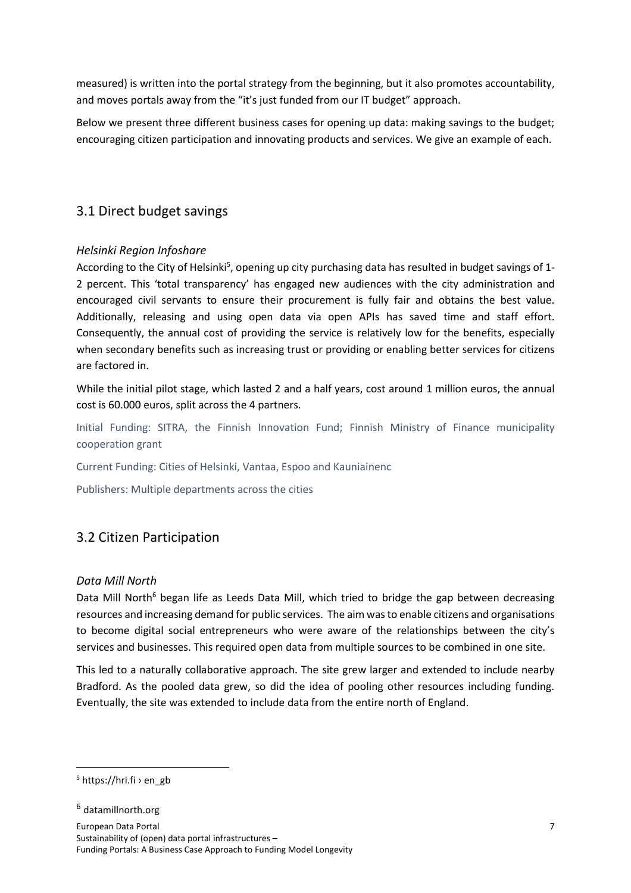measured) is written into the portal strategy from the beginning, but it also promotes accountability, and moves portals away from the "it's just funded from our IT budget" approach.

Below we present three different business cases for opening up data: making savings to the budget; encouraging citizen participation and innovating products and services. We give an example of each.

## 3.1 Direct budget savings

*Helsinki Region Infoshare*

According to the City of Helsinki[5], opening up city purchasing data has resulted in budget savings of 1-2 percent. This 'total transparency' has engaged new audiences with the city administration and encouraged civil servants to ensure their procurement is fully fair and obtains the best value. Additionally, releasing and using open data via open APIs has saved time and staff effort. Consequently, the annual cost of providing the service is relatively low for the benefits, especially when secondary benefits such as increasing trust or providing or enabling better services for citizens are factored in.

While the initial pilot stage, which lasted 2 and a half years, cost around 1 million euros, the annual cost is 60.000 euros, split across the 4 partners.

Initial Funding: SITRA, the Finnish Innovation Fund; Finnish Ministry of Finance municipality cooperation grant

Current Funding: Cities of Helsinki, Vantaa, Espoo and Kauniainenc

Publishers: Multiple departments across the cities

## 3.2 Citizen Participation

*Data Mill North*

Data Mill North[6] began life as Leeds Data Mill, which tried to bridge the gap between decreasing resources and increasing demand for public services. The aim was to enable citizens and organisations to become digital social entrepreneurs who were aware of the relationships between the city's services and businesses. This required open data from multiple sources to be combined in one site.

This led to a naturally collaborative approach. The site grew larger and extended to include nearby Bradford. As the pooled data grew, so did the idea of pooling other resources including funding. Eventually, the site was extended to include data from the entire north of England.

[5] https://hri.fi › en_gb

[6] datamillnorth.org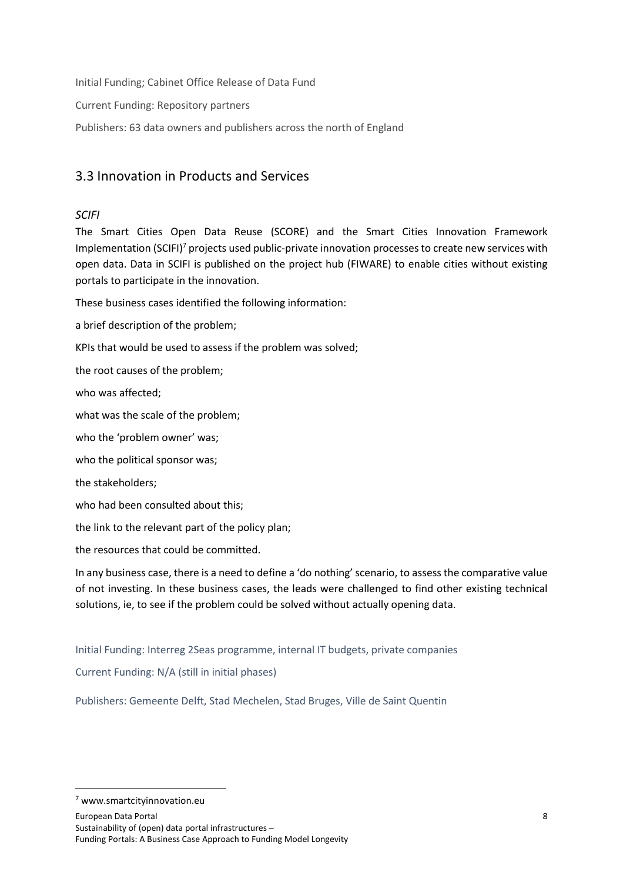Initial Funding; Cabinet Office Release of Data Fund

Current Funding: Repository partners

Publishers: 63 data owners and publishers across the north of England

## 3.3 Innovation in Products and Services

*SCIFI*

The Smart Cities Open Data Reuse (SCORE) and the Smart Cities Innovation Framework Implementation (SCIFI)[7] projects used public-private innovation processes to create new services with open data. Data in SCIFI is published on the project hub (FIWARE) to enable cities without existing portals to participate in the innovation.

These business cases identified the following information:

a brief description of the problem;

KPIs that would be used to assess if the problem was solved;

the root causes of the problem;

who was affected;

what was the scale of the problem;

who the 'problem owner' was;

who the political sponsor was;

the stakeholders;

who had been consulted about this;

the link to the relevant part of the policy plan;

the resources that could be committed.

In any business case, there is a need to define a 'do nothing' scenario, to assess the comparative value of not investing. In these business cases, the leads were challenged to find other existing technical solutions, ie, to see if the problem could be solved without actually opening data.

Initial Funding: Interreg 2Seas programme, internal IT budgets, private companies

Current Funding: N/A (still in initial phases)

Publishers: Gemeente Delft, Stad Mechelen, Stad Bruges, Ville de Saint Quentin

[7] www.smartcityinnovation.eu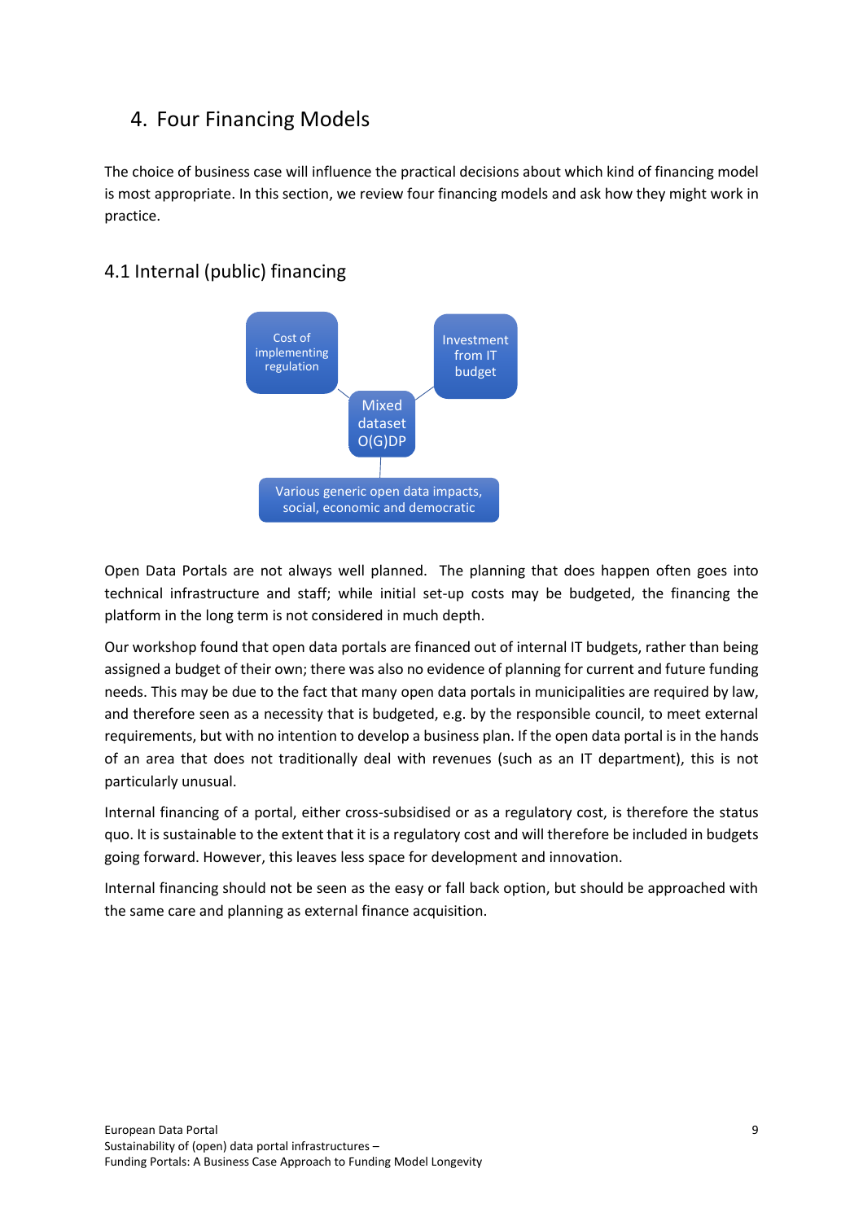## 4. Four Financing Models

The choice of business case will influence the practical decisions about which kind of financing model is most appropriate. In this section, we review four financing models and ask how they might work in practice.

### 4.1 Internal (public) financing

Cost of implementing regulation

Investment from IT budget

Mixed dataset O(G)DP

Various generic open data impacts, social, economic and democratic

Open Data Portals are not always well planned. The planning that does happen often goes into technical infrastructure and staff; while initial set-up costs may be budgeted, the financing the platform in the long term is not considered in much depth.

Our workshop found that open data portals are financed out of internal IT budgets, rather than being assigned a budget of their own; there was also no evidence of planning for current and future funding needs. This may be due to the fact that many open data portals in municipalities are required by law, and therefore seen as a necessity that is budgeted, e.g. by the responsible council, to meet external requirements, but with no intention to develop a business plan. If the open data portal is in the hands of an area that does not traditionally deal with revenues (such as an IT department), this is not particularly unusual.

Internal financing of a portal, either cross-subsidised or as a regulatory cost, is therefore the status quo. It is sustainable to the extent that it is a regulatory cost and will therefore be included in budgets going forward. However, this leaves less space for development and innovation.

Internal financing should not be seen as the easy or fall back option, but should be approached with the same care and planning as external finance acquisition.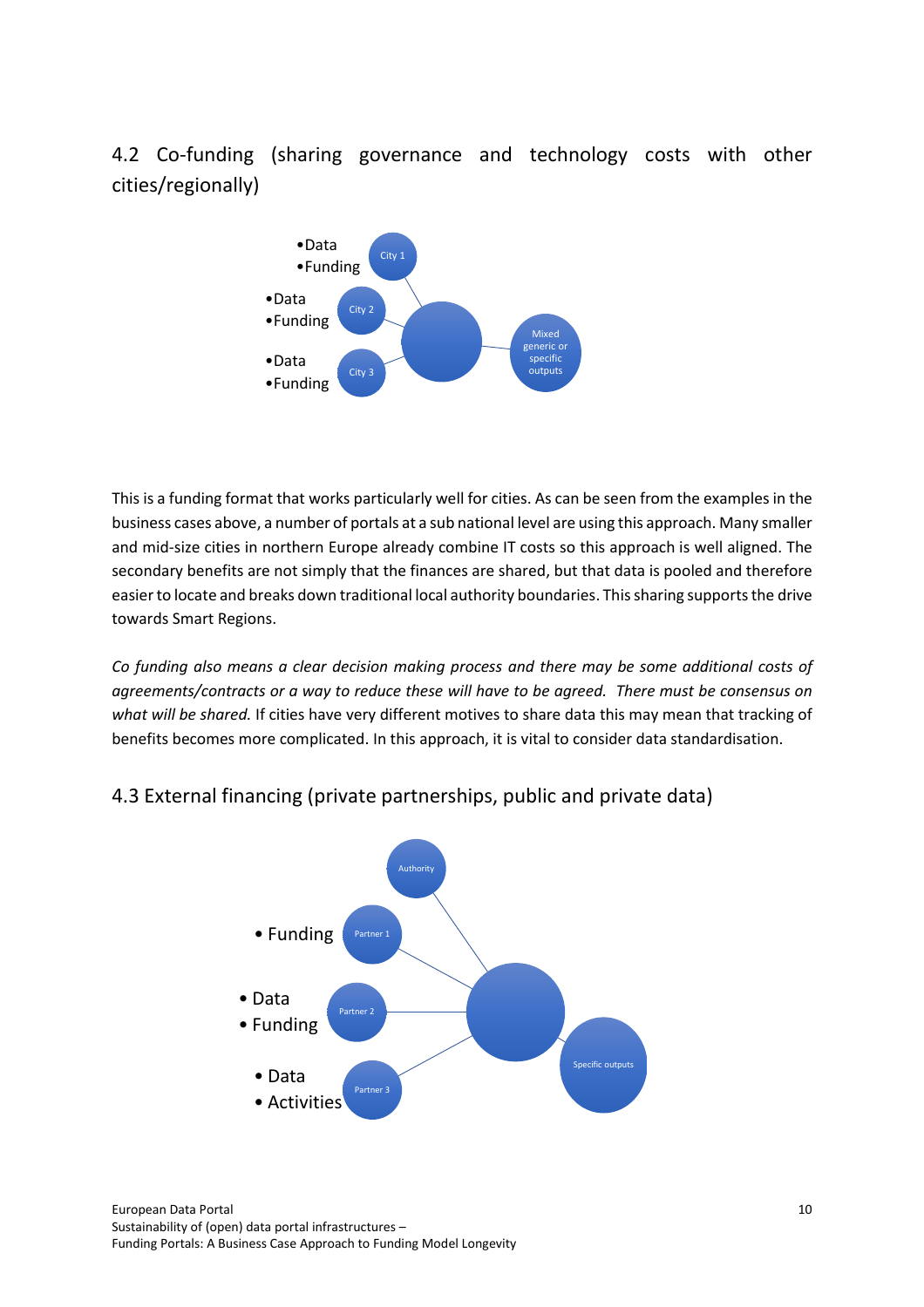## 4.2 Co-funding (sharing governance and technology costs with other cities/regionally)

- Data
- Funding

City 1

- Data
- Funding

City 2

- Data
- Funding

City 3

Mixed generic or specific outputs

This is a funding format that works particularly well for cities. As can be seen from the examples in the business cases above, a number of portals at a sub national level are using this approach. Many smaller and mid-size cities in northern Europe already combine IT costs so this approach is well aligned. The secondary benefits are not simply that the finances are shared, but that data is pooled and therefore easier to locate and breaks down traditional local authority boundaries. This sharing supports the drive towards Smart Regions.

*Co funding also means a clear decision making process and there may be some additional costs of agreements/contracts or a way to reduce these will have to be agreed. There must be consensus on what will be shared.* If cities have very different motives to share data this may mean that tracking of benefits becomes more complicated. In this approach, it is vital to consider data standardisation.

## 4.3 External financing (private partnerships, public and private data)

Authority

- Funding

Partner 1

- Data
- Funding

Partner 2

- Data
- Activities

Partner 3

Specific outputs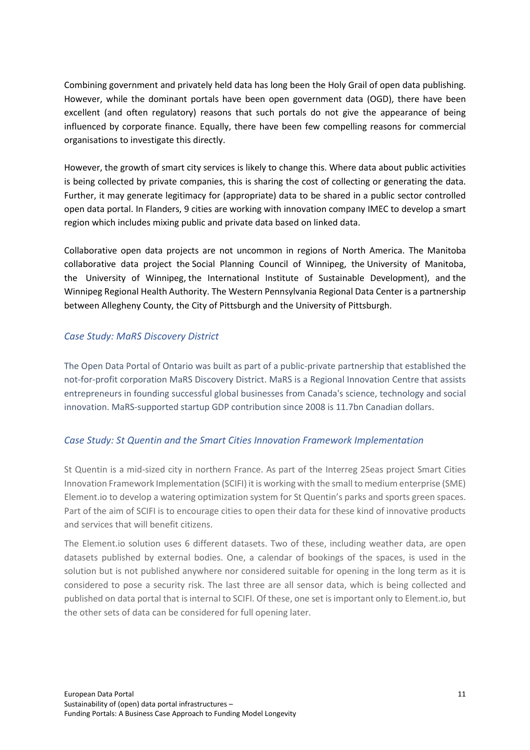Combining government and privately held data has long been the Holy Grail of open data publishing. However, while the dominant portals have been open government data (OGD), there have been excellent (and often regulatory) reasons that such portals do not give the appearance of being influenced by corporate finance. Equally, there have been few compelling reasons for commercial organisations to investigate this directly.

However, the growth of smart city services is likely to change this. Where data about public activities is being collected by private companies, this is sharing the cost of collecting or generating the data. Further, it may generate legitimacy for (appropriate) data to be shared in a public sector controlled open data portal. In Flanders, 9 cities are working with innovation company IMEC to develop a smart region which includes mixing public and private data based on linked data.

Collaborative open data projects are not uncommon in regions of North America. The Manitoba collaborative data project the Social Planning Council of Winnipeg, the University of Manitoba, the University of Winnipeg, the International Institute of Sustainable Development), and the Winnipeg Regional Health Authority. The Western Pennsylvania Regional Data Center is a partnership between Allegheny County, the City of Pittsburgh and the University of Pittsburgh.

### *Case Study: MaRS Discovery District*

The Open Data Portal of Ontario was built as part of a public-private partnership that established the not-for-profit corporation MaRS Discovery District. MaRS is a Regional Innovation Centre that assists entrepreneurs in founding successful global businesses from Canada's science, technology and social innovation. MaRS-supported startup GDP contribution since 2008 is 11.7bn Canadian dollars.

### *Case Study: St Quentin and the Smart Cities Innovation Framework Implementation*

St Quentin is a mid-sized city in northern France. As part of the Interreg 2Seas project Smart Cities Innovation Framework Implementation (SCIFI) it is working with the small to medium enterprise (SME) Element.io to develop a watering optimization system for St Quentin's parks and sports green spaces. Part of the aim of SCIFI is to encourage cities to open their data for these kind of innovative products and services that will benefit citizens.

The Element.io solution uses 6 different datasets. Two of these, including weather data, are open datasets published by external bodies. One, a calendar of bookings of the spaces, is used in the solution but is not published anywhere nor considered suitable for opening in the long term as it is considered to pose a security risk. The last three are all sensor data, which is being collected and published on data portal that is internal to SCIFI. Of these, one set is important only to Element.io, but the other sets of data can be considered for full opening later.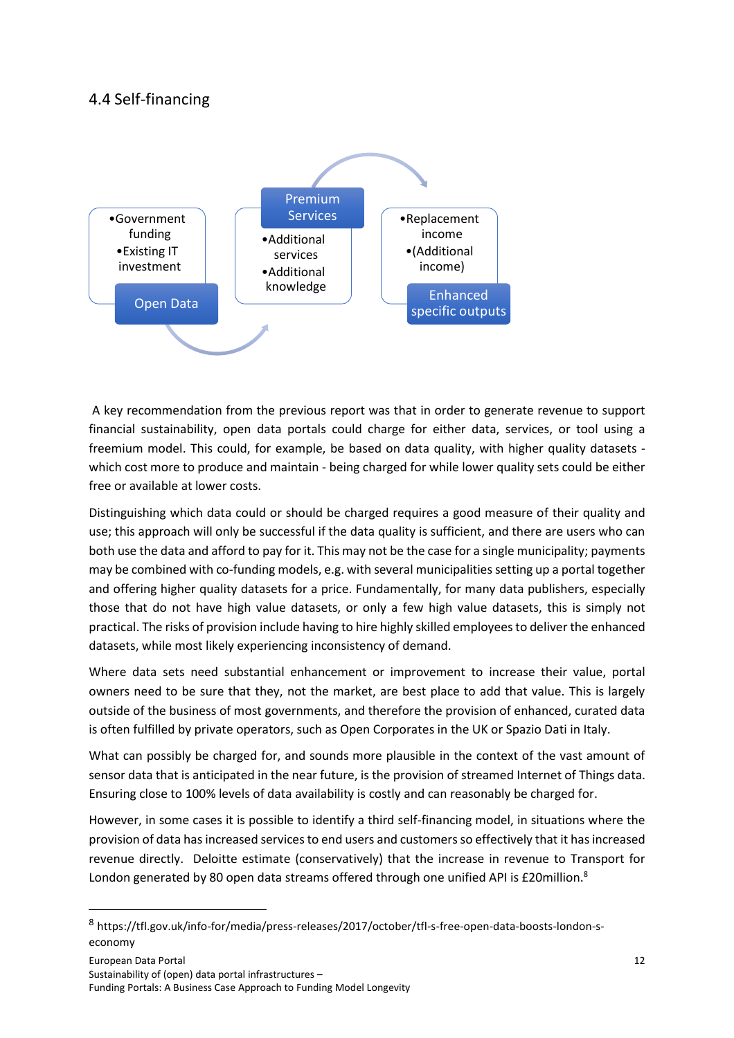## 4.4 Self-financing

- Government funding
- Existing IT investment

**Open Data**

**Premium Services**

- Additional services
- Additional knowledge

- Replacement income
- (Additional income)

**Enhanced specific outputs**

A key recommendation from the previous report was that in order to generate revenue to support financial sustainability, open data portals could charge for either data, services, or tool using a freemium model. This could, for example, be based on data quality, with higher quality datasets - which cost more to produce and maintain - being charged for while lower quality sets could be either free or available at lower costs.

Distinguishing which data could or should be charged requires a good measure of their quality and use; this approach will only be successful if the data quality is sufficient, and there are users who can both use the data and afford to pay for it. This may not be the case for a single municipality; payments may be combined with co-funding models, e.g. with several municipalities setting up a portal together and offering higher quality datasets for a price. Fundamentally, for many data publishers, especially those that do not have high value datasets, or only a few high value datasets, this is simply not practical. The risks of provision include having to hire highly skilled employees to deliver the enhanced datasets, while most likely experiencing inconsistency of demand.

Where data sets need substantial enhancement or improvement to increase their value, portal owners need to be sure that they, not the market, are best place to add that value. This is largely outside of the business of most governments, and therefore the provision of enhanced, curated data is often fulfilled by private operators, such as Open Corporates in the UK or Spazio Dati in Italy.

What can possibly be charged for, and sounds more plausible in the context of the vast amount of sensor data that is anticipated in the near future, is the provision of streamed Internet of Things data. Ensuring close to 100% levels of data availability is costly and can reasonably be charged for.

However, in some cases it is possible to identify a third self-financing model, in situations where the provision of data has increased services to end users and customers so effectively that it has increased revenue directly. Deloitte estimate (conservatively) that the increase in revenue to Transport for London generated by 80 open data streams offered through one unified API is £20million.[8]

[8] https://tfl.gov.uk/info-for/media/press-releases/2017/october/tfl-s-free-open-data-boosts-london-s-economy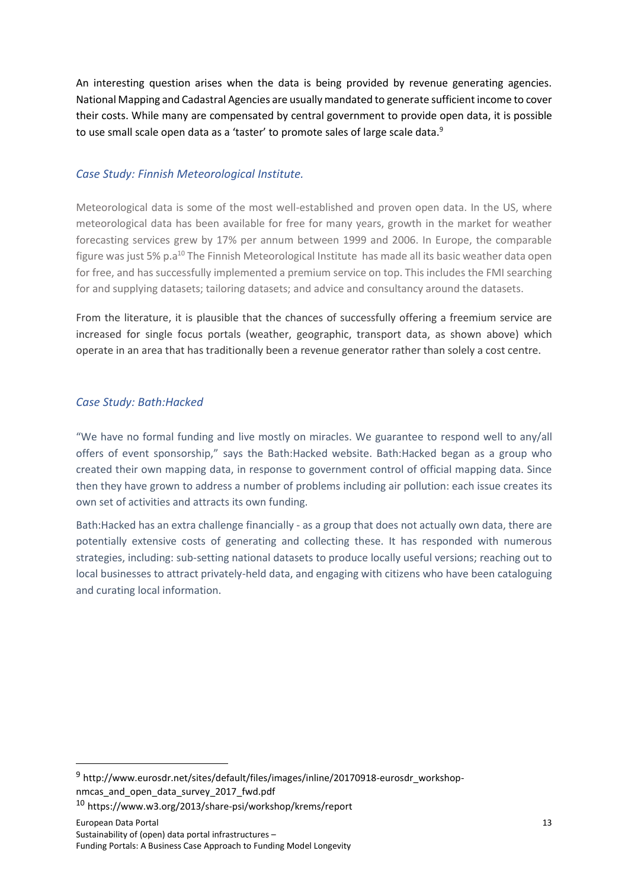An interesting question arises when the data is being provided by revenue generating agencies. National Mapping and Cadastral Agencies are usually mandated to generate sufficient income to cover their costs. While many are compensated by central government to provide open data, it is possible to use small scale open data as a 'taster' to promote sales of large scale data.[9]

### *Case Study: Finnish Meteorological Institute.*

Meteorological data is some of the most well-established and proven open data. In the US, where meteorological data has been available for free for many years, growth in the market for weather forecasting services grew by 17% per annum between 1999 and 2006. In Europe, the comparable figure was just 5% p.a[10] The Finnish Meteorological Institute has made all its basic weather data open for free, and has successfully implemented a premium service on top. This includes the FMI searching for and supplying datasets; tailoring datasets; and advice and consultancy around the datasets.

From the literature, it is plausible that the chances of successfully offering a freemium service are increased for single focus portals (weather, geographic, transport data, as shown above) which operate in an area that has traditionally been a revenue generator rather than solely a cost centre.

### *Case Study: Bath:Hacked*

"We have no formal funding and live mostly on miracles. We guarantee to respond well to any/all offers of event sponsorship," says the Bath:Hacked website. Bath:Hacked began as a group who created their own mapping data, in response to government control of official mapping data. Since then they have grown to address a number of problems including air pollution: each issue creates its own set of activities and attracts its own funding.

Bath:Hacked has an extra challenge financially - as a group that does not actually own data, there are potentially extensive costs of generating and collecting these. It has responded with numerous strategies, including: sub-setting national datasets to produce locally useful versions; reaching out to local businesses to attract privately-held data, and engaging with citizens who have been cataloguing and curating local information.

---

[9] http://www.eurosdr.net/sites/default/files/images/inline/20170918-eurosdr_workshop-nmcas_and_open_data_survey_2017_fwd.pdf

[10] https://www.w3.org/2013/share-psi/workshop/krems/report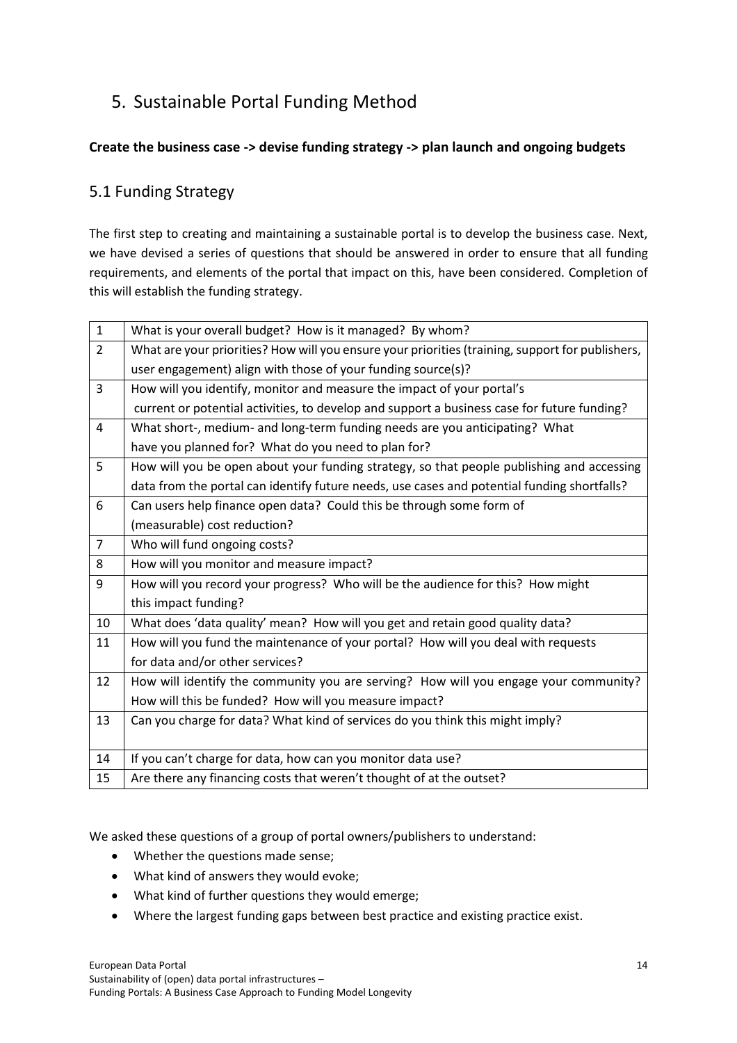# 5. Sustainable Portal Funding Method

**Create the business case -> devise funding strategy -> plan launch and ongoing budgets**

## 5.1 Funding Strategy

The first step to creating and maintaining a sustainable portal is to develop the business case. Next, we have devised a series of questions that should be answered in order to ensure that all funding requirements, and elements of the portal that impact on this, have been considered. Completion of this will establish the funding strategy.

| | |
|---|---|
| 1 | What is your overall budget? How is it managed? By whom? |
| 2 | What are your priorities? How will you ensure your priorities (training, support for publishers, user engagement) align with those of your funding source(s)? |
| 3 | How will you identify, monitor and measure the impact of your portal's current or potential activities, to develop and support a business case for future funding? |
| 4 | What short-, medium- and long-term funding needs are you anticipating? What have you planned for? What do you need to plan for? |
| 5 | How will you be open about your funding strategy, so that people publishing and accessing data from the portal can identify future needs, use cases and potential funding shortfalls? |
| 6 | Can users help finance open data? Could this be through some form of (measurable) cost reduction? |
| 7 | Who will fund ongoing costs? |
| 8 | How will you monitor and measure impact? |
| 9 | How will you record your progress? Who will be the audience for this? How might this impact funding? |
| 10 | What does 'data quality' mean? How will you get and retain good quality data? |
| 11 | How will you fund the maintenance of your portal? How will you deal with requests for data and/or other services? |
| 12 | How will identify the community you are serving? How will you engage your community? How will this be funded? How will you measure impact? |
| 13 | Can you charge for data? What kind of services do you think this might imply? |
| 14 | If you can't charge for data, how can you monitor data use? |
| 15 | Are there any financing costs that weren't thought of at the outset? |

We asked these questions of a group of portal owners/publishers to understand:

- Whether the questions made sense;
- What kind of answers they would evoke;
- What kind of further questions they would emerge;
- Where the largest funding gaps between best practice and existing practice exist.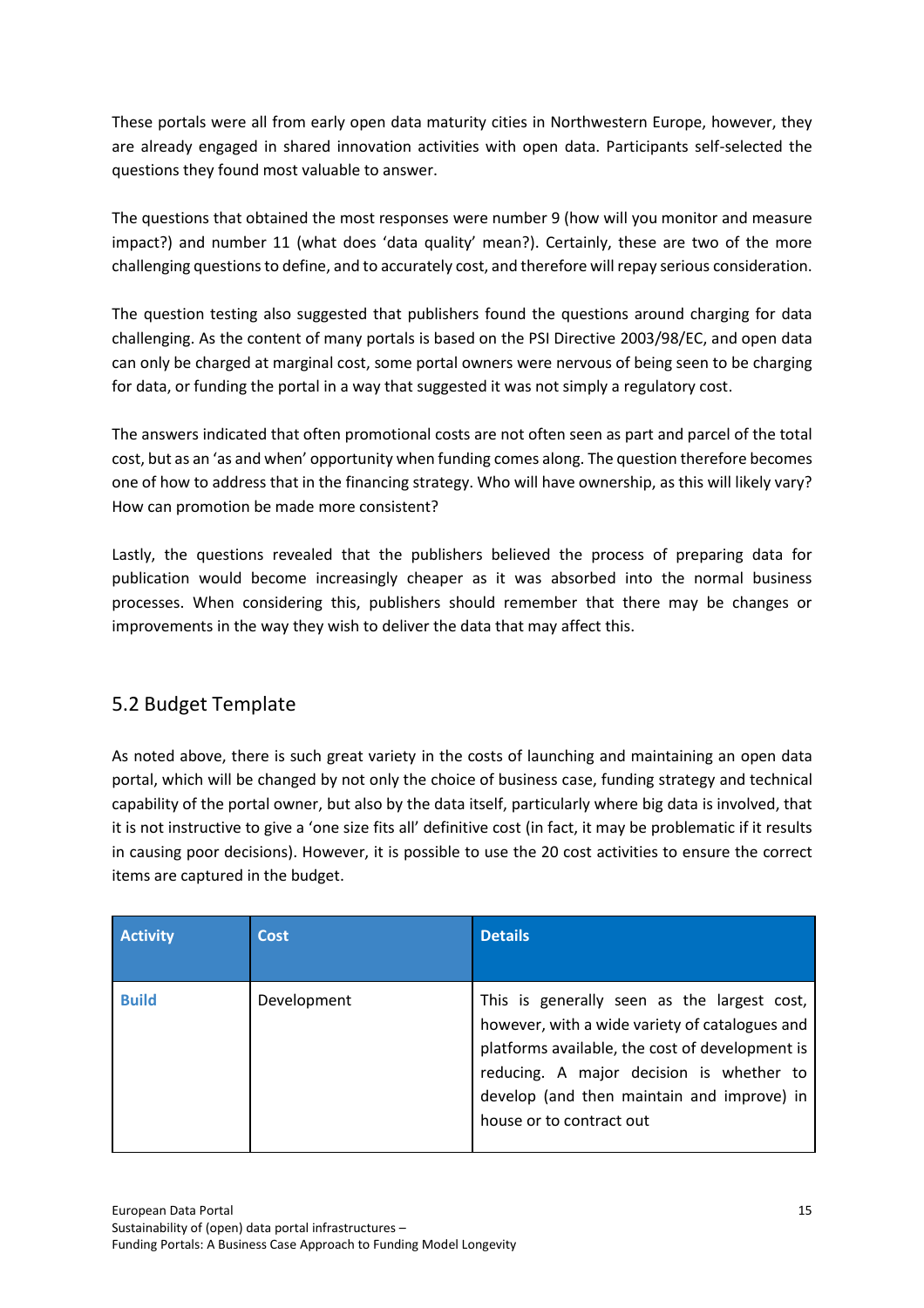These portals were all from early open data maturity cities in Northwestern Europe, however, they are already engaged in shared innovation activities with open data. Participants self-selected the questions they found most valuable to answer.

The questions that obtained the most responses were number 9 (how will you monitor and measure impact?) and number 11 (what does 'data quality' mean?). Certainly, these are two of the more challenging questions to define, and to accurately cost, and therefore will repay serious consideration.

The question testing also suggested that publishers found the questions around charging for data challenging. As the content of many portals is based on the PSI Directive 2003/98/EC, and open data can only be charged at marginal cost, some portal owners were nervous of being seen to be charging for data, or funding the portal in a way that suggested it was not simply a regulatory cost.

The answers indicated that often promotional costs are not often seen as part and parcel of the total cost, but as an 'as and when' opportunity when funding comes along. The question therefore becomes one of how to address that in the financing strategy. Who will have ownership, as this will likely vary? How can promotion be made more consistent?

Lastly, the questions revealed that the publishers believed the process of preparing data for publication would become increasingly cheaper as it was absorbed into the normal business processes. When considering this, publishers should remember that there may be changes or improvements in the way they wish to deliver the data that may affect this.

## 5.2 Budget Template

As noted above, there is such great variety in the costs of launching and maintaining an open data portal, which will be changed by not only the choice of business case, funding strategy and technical capability of the portal owner, but also by the data itself, particularly where big data is involved, that it is not instructive to give a 'one size fits all' definitive cost (in fact, it may be problematic if it results in causing poor decisions). However, it is possible to use the 20 cost activities to ensure the correct items are captured in the budget.

| Activity | Cost | Details |
|---|---|---|
| **Build** | Development | This is generally seen as the largest cost, however, with a wide variety of catalogues and platforms available, the cost of development is reducing. A major decision is whether to develop (and then maintain and improve) in house or to contract out |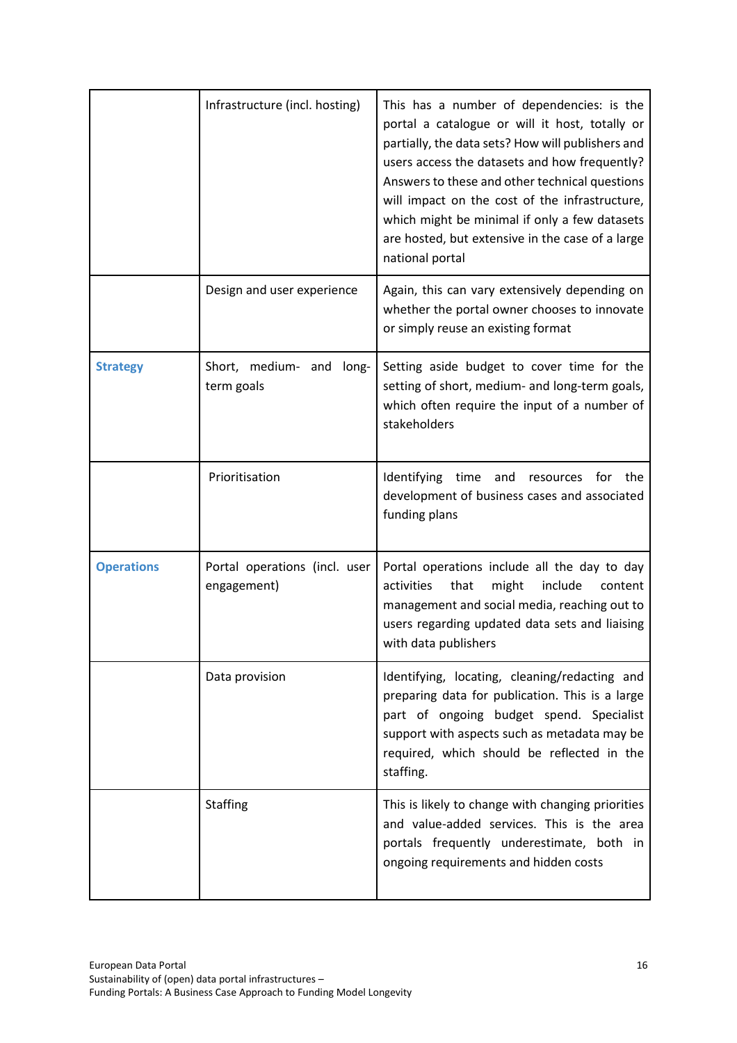| | | |
|---|---|---|
| | Infrastructure (incl. hosting) | This has a number of dependencies: is the portal a catalogue or will it host, totally or partially, the data sets? How will publishers and users access the datasets and how frequently? Answers to these and other technical questions will impact on the cost of the infrastructure, which might be minimal if only a few datasets are hosted, but extensive in the case of a large national portal |
| | Design and user experience | Again, this can vary extensively depending on whether the portal owner chooses to innovate or simply reuse an existing format |
| **Strategy** | Short, medium- and long-term goals | Setting aside budget to cover time for the setting of short, medium- and long-term goals, which often require the input of a number of stakeholders |
| | Prioritisation | Identifying time and resources for the development of business cases and associated funding plans |
| **Operations** | Portal operations (incl. user engagement) | Portal operations include all the day to day activities that might include content management and social media, reaching out to users regarding updated data sets and liaising with data publishers |
| | Data provision | Identifying, locating, cleaning/redacting and preparing data for publication. This is a large part of ongoing budget spend. Specialist support with aspects such as metadata may be required, which should be reflected in the staffing. |
| | Staffing | This is likely to change with changing priorities and value-added services. This is the area portals frequently underestimate, both in ongoing requirements and hidden costs |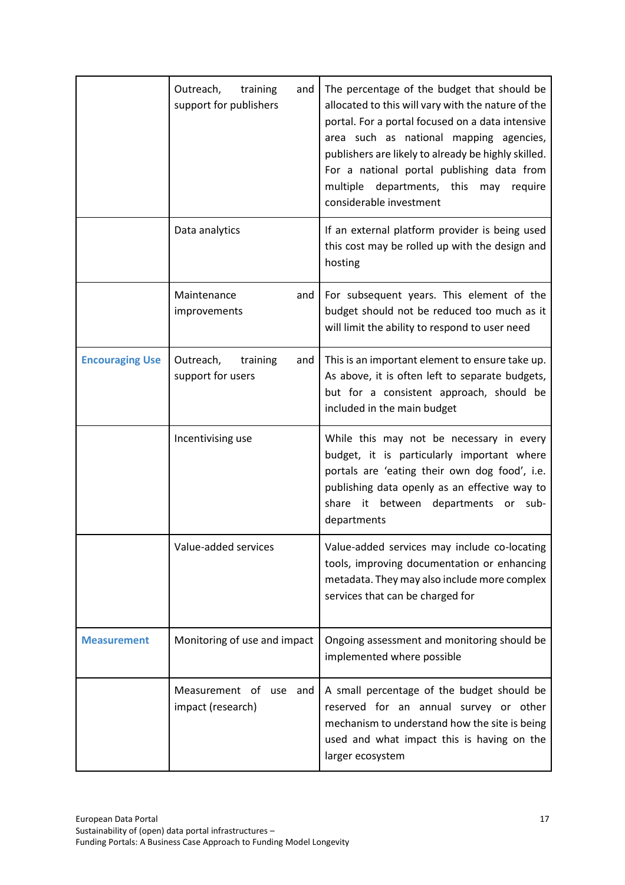| | | |
|---|---|---|
| | Outreach, training and support for publishers | The percentage of the budget that should be allocated to this will vary with the nature of the portal. For a portal focused on a data intensive area such as national mapping agencies, publishers are likely to already be highly skilled. For a national portal publishing data from multiple departments, this may require considerable investment |
| | Data analytics | If an external platform provider is being used this cost may be rolled up with the design and hosting |
| | Maintenance and improvements | For subsequent years. This element of the budget should not be reduced too much as it will limit the ability to respond to user need |
| **Encouraging Use** | Outreach, training and support for users | This is an important element to ensure take up. As above, it is often left to separate budgets, but for a consistent approach, should be included in the main budget |
| | Incentivising use | While this may not be necessary in every budget, it is particularly important where portals are 'eating their own dog food', i.e. publishing data openly as an effective way to share it between departments or sub-departments |
| | Value-added services | Value-added services may include co-locating tools, improving documentation or enhancing metadata. They may also include more complex services that can be charged for |
| **Measurement** | Monitoring of use and impact | Ongoing assessment and monitoring should be implemented where possible |
| | Measurement of use and impact (research) | A small percentage of the budget should be reserved for an annual survey or other mechanism to understand how the site is being used and what impact this is having on the larger ecosystem |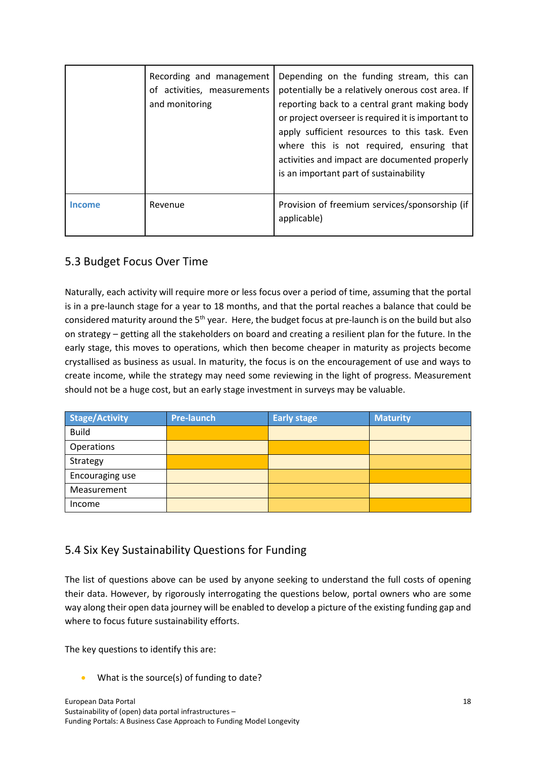| | Recording and management of activities, measurements and monitoring | Depending on the funding stream, this can potentially be a relatively onerous cost area. If reporting back to a central grant making body or project overseer is required it is important to apply sufficient resources to this task. Even where this is not required, ensuring that activities and impact are documented properly is an important part of sustainability |
|---|---|---|
| **Income** | Revenue | Provision of freemium services/sponsorship (if applicable) |

## 5.3 Budget Focus Over Time

Naturally, each activity will require more or less focus over a period of time, assuming that the portal is in a pre-launch stage for a year to 18 months, and that the portal reaches a balance that could be considered maturity around the 5th year. Here, the budget focus at pre-launch is on the build but also on strategy – getting all the stakeholders on board and creating a resilient plan for the future. In the early stage, this moves to operations, which then become cheaper in maturity as projects become crystallised as business as usual. In maturity, the focus is on the encouragement of use and ways to create income, while the strategy may need some reviewing in the light of progress. Measurement should not be a huge cost, but an early stage investment in surveys may be valuable.

| Stage/Activity | Pre-launch | Early stage | Maturity |
|---|---|---|---|
| Build | | | |
| Operations | | | |
| Strategy | | | |
| Encouraging use | | | |
| Measurement | | | |
| Income | | | |

## 5.4 Six Key Sustainability Questions for Funding

The list of questions above can be used by anyone seeking to understand the full costs of opening their data. However, by rigorously interrogating the questions below, portal owners who are some way along their open data journey will be enabled to develop a picture of the existing funding gap and where to focus future sustainability efforts.

The key questions to identify this are:

- What is the source(s) of funding to date?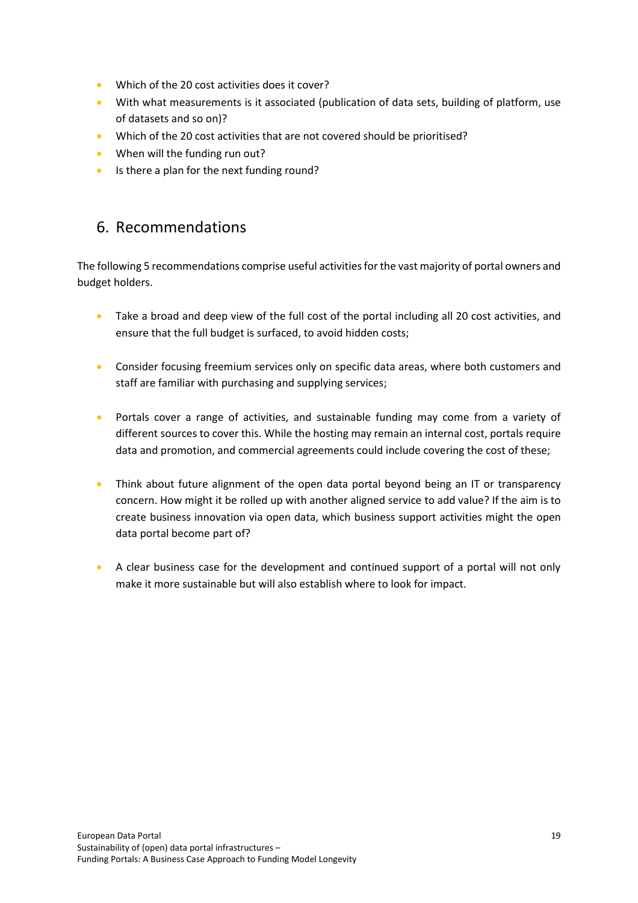- Which of the 20 cost activities does it cover?
- With what measurements is it associated (publication of data sets, building of platform, use of datasets and so on)?
- Which of the 20 cost activities that are not covered should be prioritised?
- When will the funding run out?
- Is there a plan for the next funding round?

## 6. Recommendations

The following 5 recommendations comprise useful activities for the vast majority of portal owners and budget holders.

- Take a broad and deep view of the full cost of the portal including all 20 cost activities, and ensure that the full budget is surfaced, to avoid hidden costs;

- Consider focusing freemium services only on specific data areas, where both customers and staff are familiar with purchasing and supplying services;

- Portals cover a range of activities, and sustainable funding may come from a variety of different sources to cover this. While the hosting may remain an internal cost, portals require data and promotion, and commercial agreements could include covering the cost of these;

- Think about future alignment of the open data portal beyond being an IT or transparency concern. How might it be rolled up with another aligned service to add value? If the aim is to create business innovation via open data, which business support activities might the open data portal become part of?

- A clear business case for the development and continued support of a portal will not only make it more sustainable but will also establish where to look for impact.